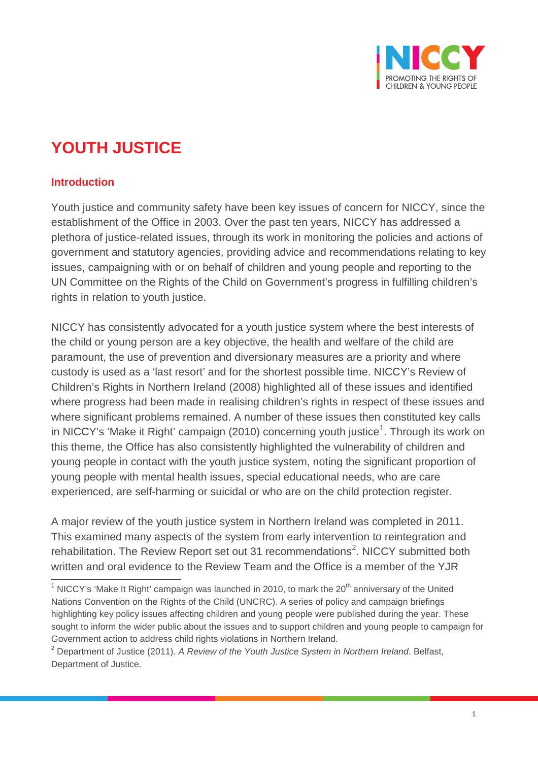# YOUTH JUSTICE

## Introduction

Youth justice and community safety have been key issues of concern for NICCY, since the establishment of the Office in 2003. Over the past ten years, NICCY has addressed a plethora of justice-related issues, through its work in monitoring the policies and actions of government and statutory agencies, providing advice and recommendations relating to key issues, campaigning with or on behalf of children and young people and reporting to the UN Committee on the Rights of the Child on Government's progress in fulfilling children's rights in relation to youth justice.

NICCY has consistently advocated for a youth justice system where the best interests of the child or young person are a key objective, the health and welfare of the child are paramount, the use of prevention and diversionary measures are a priority and where custody is used as a 'last resort' and for the shortest possible time. NICCY's Review of Children's Rights in Northern Ireland (2008) highlighted all of these issues and identified where progress had been made in realising children's rights in respect of these issues and where significant problems remained. A number of these issues then constituted key calls in NICCY's 'Make it Right' campaign (2010) concerning youth justice[1]. Through its work on this theme, the Office has also consistently highlighted the vulnerability of children and young people in contact with the youth justice system, noting the significant proportion of young people with mental health issues, special educational needs, who are care experienced, are self-harming or suicidal or who are on the child protection register.

A major review of the youth justice system in Northern Ireland was completed in 2011. This examined many aspects of the system from early intervention to reintegration and rehabilitation. The Review Report set out 31 recommendations[2]. NICCY submitted both written and oral evidence to the Review Team and the Office is a member of the YJR

---

[1] NICCY's 'Make It Right' campaign was launched in 2010, to mark the 20th anniversary of the United Nations Convention on the Rights of the Child (UNCRC). A series of policy and campaign briefings highlighting key policy issues affecting children and young people were published during the year. These sought to inform the wider public about the issues and to support children and young people to campaign for Government action to address child rights violations in Northern Ireland.

[2] Department of Justice (2011). *A Review of the Youth Justice System in Northern Ireland*. Belfast, Department of Justice.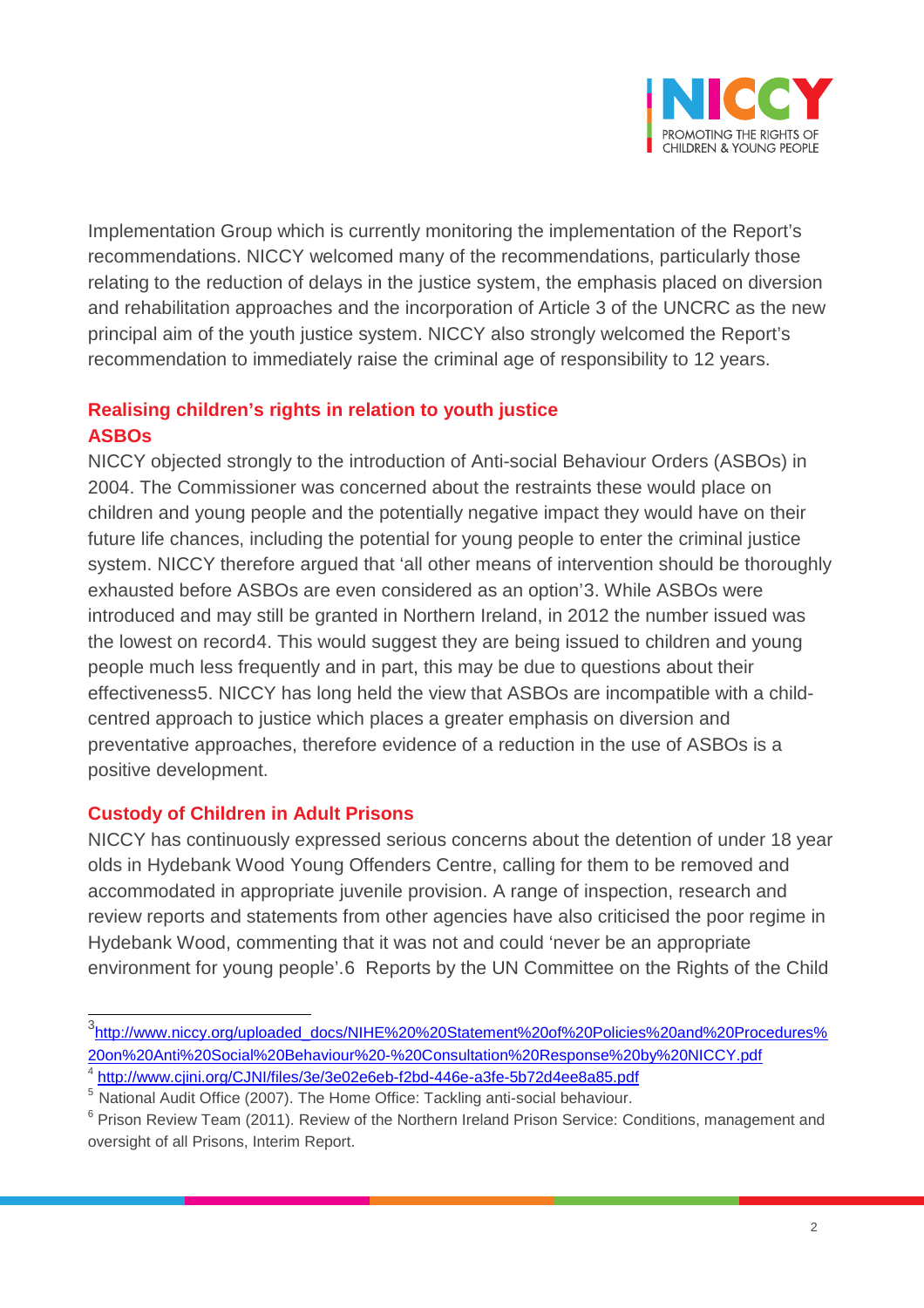Implementation Group which is currently monitoring the implementation of the Report's recommendations. NICCY welcomed many of the recommendations, particularly those relating to the reduction of delays in the justice system, the emphasis placed on diversion and rehabilitation approaches and the incorporation of Article 3 of the UNCRC as the new principal aim of the youth justice system. NICCY also strongly welcomed the Report's recommendation to immediately raise the criminal age of responsibility to 12 years.

## Realising children's rights in relation to youth justice

### ASBOs

NICCY objected strongly to the introduction of Anti-social Behaviour Orders (ASBOs) in 2004. The Commissioner was concerned about the restraints these would place on children and young people and the potentially negative impact they would have on their future life chances, including the potential for young people to enter the criminal justice system. NICCY therefore argued that 'all other means of intervention should be thoroughly exhausted before ASBOs are even considered as an option'[3]. While ASBOs were introduced and may still be granted in Northern Ireland, in 2012 the number issued was the lowest on record[4]. This would suggest they are being issued to children and young people much less frequently and in part, this may be due to questions about their effectiveness[5]. NICCY has long held the view that ASBOs are incompatible with a child-centred approach to justice which places a greater emphasis on diversion and preventative approaches, therefore evidence of a reduction in the use of ASBOs is a positive development.

### Custody of Children in Adult Prisons

NICCY has continuously expressed serious concerns about the detention of under 18 year olds in Hydebank Wood Young Offenders Centre, calling for them to be removed and accommodated in appropriate juvenile provision. A range of inspection, research and review reports and statements from other agencies have also criticised the poor regime in Hydebank Wood, commenting that it was not and could 'never be an appropriate environment for young people'.[6] Reports by the UN Committee on the Rights of the Child

---

[3] http://www.niccy.org/uploaded_docs/NIHE%20%20Statement%20of%20Policies%20and%20Procedures%20on%20Anti%20Social%20Behaviour%20-%20Consultation%20Response%20by%20NICCY.pdf

[4] http://www.cjini.org/CJNI/files/3e/3e02e6eb-f2bd-446e-a3fe-5b72d4ee8a85.pdf

[5] National Audit Office (2007). The Home Office: Tackling anti-social behaviour.

[6] Prison Review Team (2011). Review of the Northern Ireland Prison Service: Conditions, management and oversight of all Prisons, Interim Report.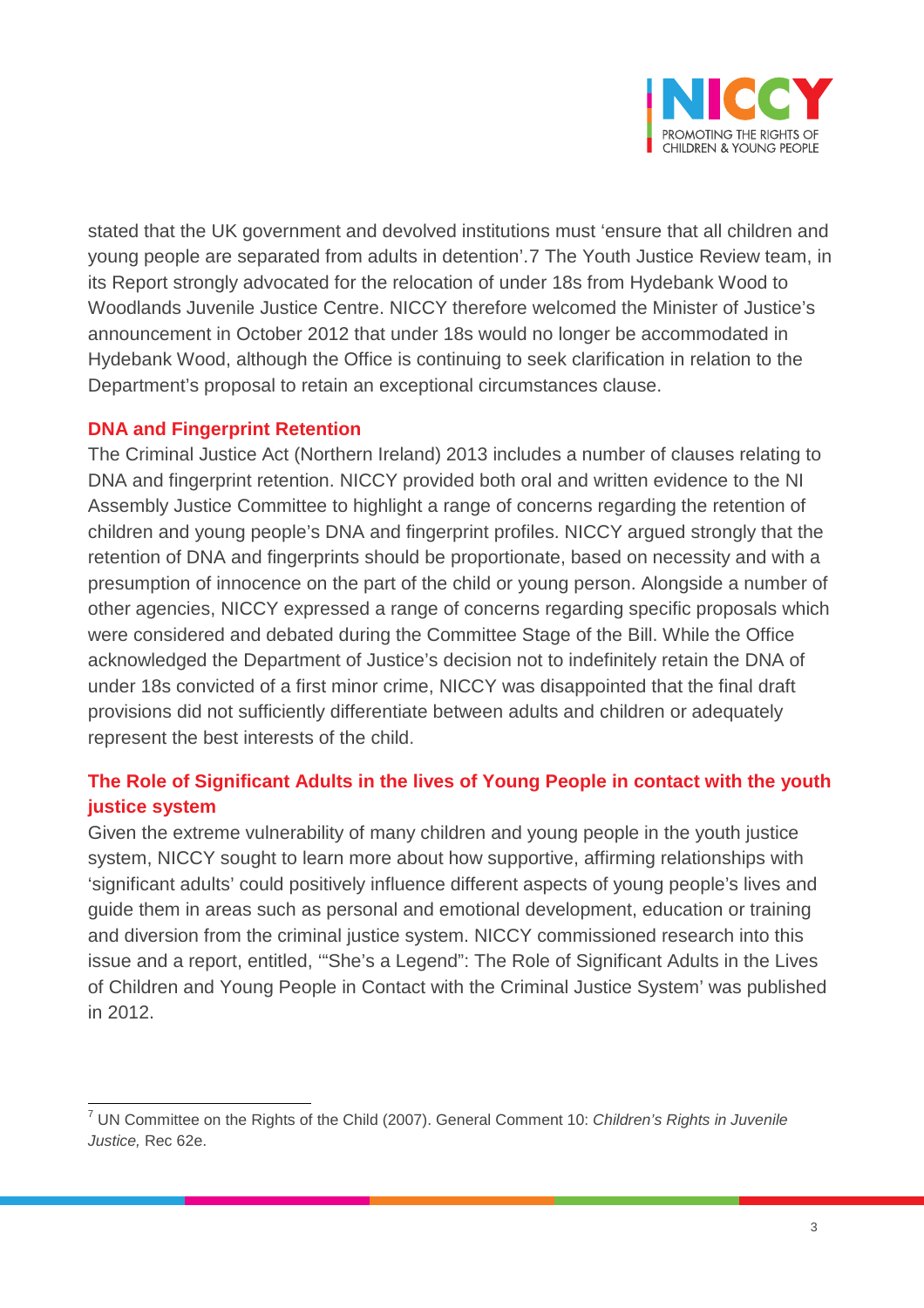stated that the UK government and devolved institutions must 'ensure that all children and young people are separated from adults in detention'.[7] The Youth Justice Review team, in its Report strongly advocated for the relocation of under 18s from Hydebank Wood to Woodlands Juvenile Justice Centre. NICCY therefore welcomed the Minister of Justice's announcement in October 2012 that under 18s would no longer be accommodated in Hydebank Wood, although the Office is continuing to seek clarification in relation to the Department's proposal to retain an exceptional circumstances clause.

## DNA and Fingerprint Retention

The Criminal Justice Act (Northern Ireland) 2013 includes a number of clauses relating to DNA and fingerprint retention. NICCY provided both oral and written evidence to the NI Assembly Justice Committee to highlight a range of concerns regarding the retention of children and young people's DNA and fingerprint profiles. NICCY argued strongly that the retention of DNA and fingerprints should be proportionate, based on necessity and with a presumption of innocence on the part of the child or young person. Alongside a number of other agencies, NICCY expressed a range of concerns regarding specific proposals which were considered and debated during the Committee Stage of the Bill. While the Office acknowledged the Department of Justice's decision not to indefinitely retain the DNA of under 18s convicted of a first minor crime, NICCY was disappointed that the final draft provisions did not sufficiently differentiate between adults and children or adequately represent the best interests of the child.

## The Role of Significant Adults in the lives of Young People in contact with the youth justice system

Given the extreme vulnerability of many children and young people in the youth justice system, NICCY sought to learn more about how supportive, affirming relationships with 'significant adults' could positively influence different aspects of young people's lives and guide them in areas such as personal and emotional development, education or training and diversion from the criminal justice system. NICCY commissioned research into this issue and a report, entitled, '"She's a Legend": The Role of Significant Adults in the Lives of Children and Young People in Contact with the Criminal Justice System' was published in 2012.

---

[7] UN Committee on the Rights of the Child (2007). General Comment 10: *Children's Rights in Juvenile Justice,* Rec 62e.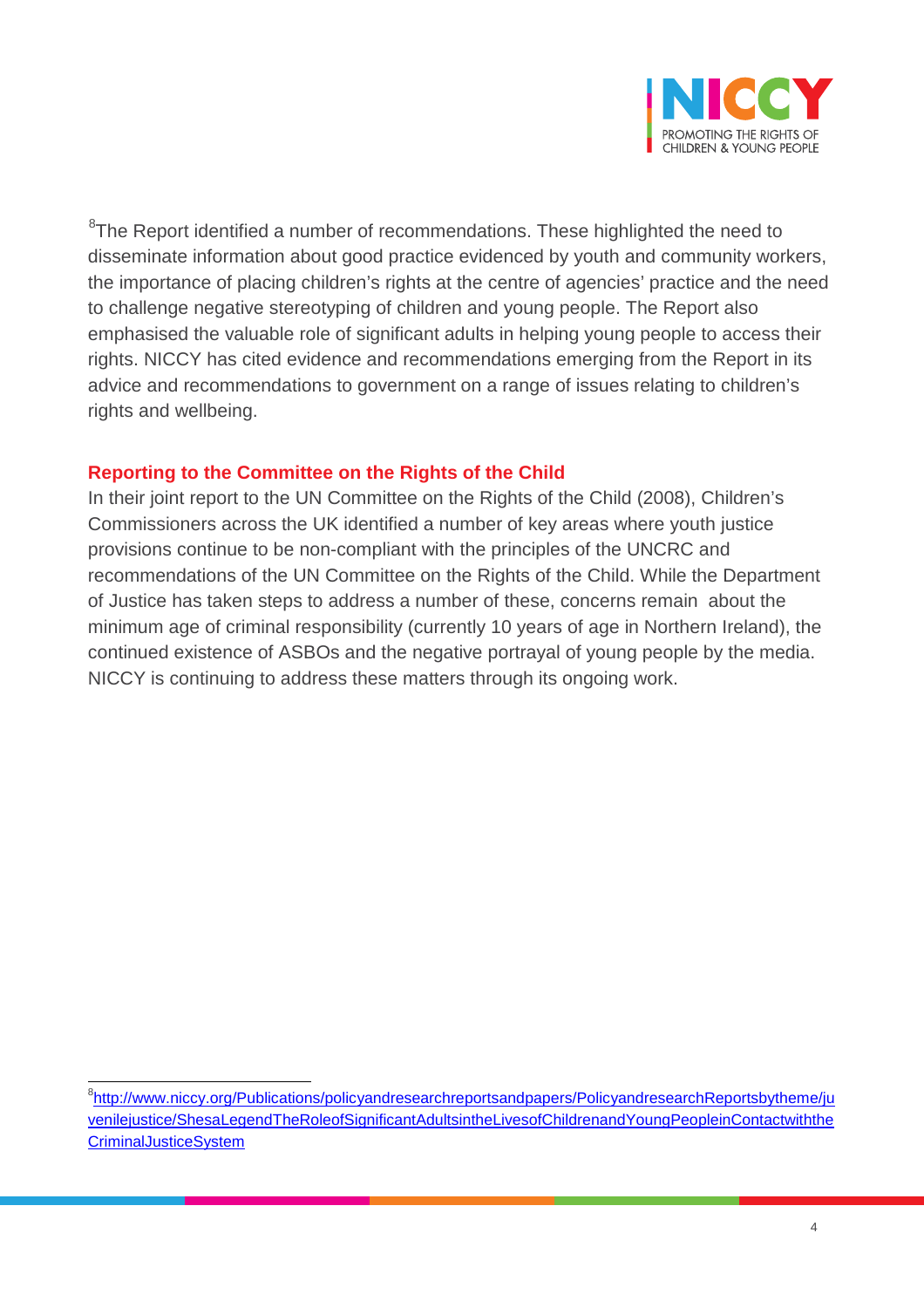[8]The Report identified a number of recommendations. These highlighted the need to disseminate information about good practice evidenced by youth and community workers, the importance of placing children's rights at the centre of agencies' practice and the need to challenge negative stereotyping of children and young people. The Report also emphasised the valuable role of significant adults in helping young people to access their rights. NICCY has cited evidence and recommendations emerging from the Report in its advice and recommendations to government on a range of issues relating to children's rights and wellbeing.

## Reporting to the Committee on the Rights of the Child

In their joint report to the UN Committee on the Rights of the Child (2008), Children's Commissioners across the UK identified a number of key areas where youth justice provisions continue to be non-compliant with the principles of the UNCRC and recommendations of the UN Committee on the Rights of the Child. While the Department of Justice has taken steps to address a number of these, concerns remain about the minimum age of criminal responsibility (currently 10 years of age in Northern Ireland), the continued existence of ASBOs and the negative portrayal of young people by the media. NICCY is continuing to address these matters through its ongoing work.

---

[8]http://www.niccy.org/Publications/policyandresearchreportsandpapers/PolicyandresearchReportsbytheme/juvenilejustice/ShesaLegendTheRoleofSignificantAdultsintheLivesofChildrenandYoungPeopleinContactwiththeCriminalJusticeSystem